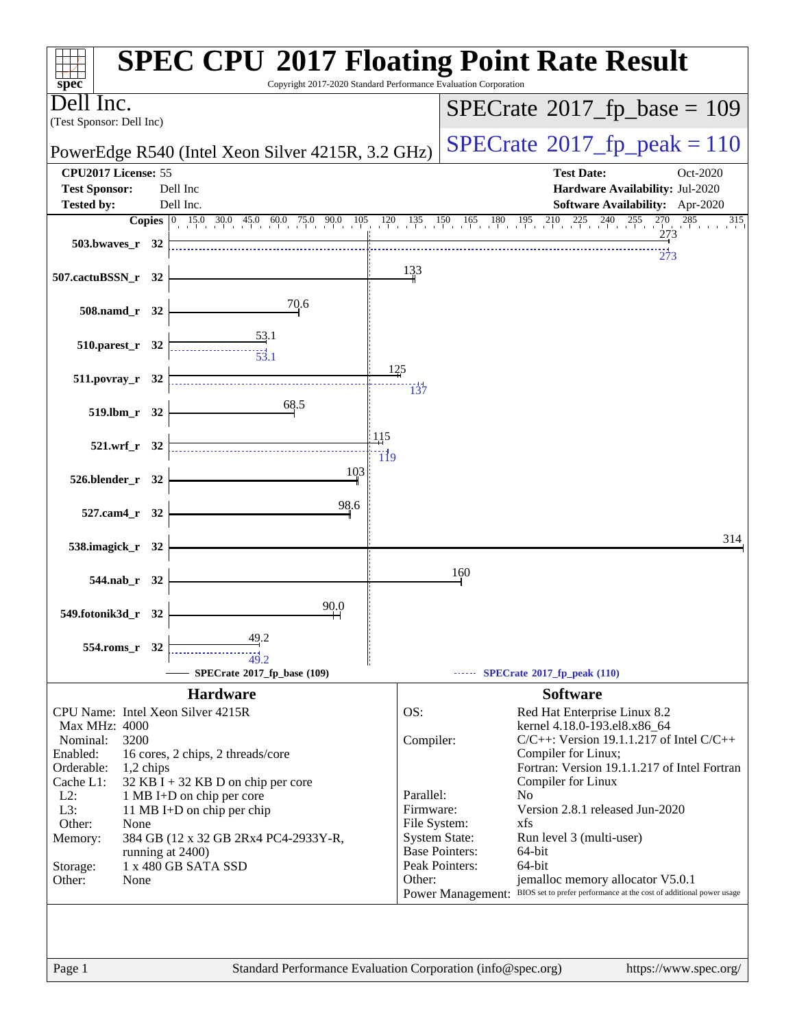# SPEC CPU 2017 Floating Point Rate Result

Copyright 2017-2020 Standard Performance Evaluation Corporation

**Dell Inc.**
(Test Sponsor: Dell Inc)

PowerEdge R540 (Intel Xeon Silver 4215R, 3.2 GHz)

SPECrate 2017_fp_base = 109

SPECrate 2017_fp_peak = 110

| | | | |
|---|---|---|---|
| **CPU2017 License:** | 55 | **Test Date:** | Oct-2020 |
| **Test Sponsor:** | Dell Inc | **Hardware Availability:** | Jul-2020 |
| **Tested by:** | Dell Inc. | **Software Availability:** | Apr-2020 |

Copies | 0 15.0 30.0 45.0 60.0 75.0 90.0 105 120 135 150 165 180 195 210 225 240 255 270 285 315

503.bwaves_r 32 — 273 / 273
507.cactuBSSN_r 32 — 133
508.namd_r 32 — 70.6
510.parest_r 32 — 53.1 / 53.1
511.povray_r 32 — 125 / 137
519.lbm_r 32 — 68.5
521.wrf_r 32 — 115 / 119
526.blender_r 32 — 103
527.cam4_r 32 — 98.6
538.imagick_r 32 — 314
544.nab_r 32 — 160
549.fotonik3d_r 32 — 90.0
554.roms_r 32 — 49.2 / 49.2

SPECrate 2017_fp_base (109)
SPECrate 2017_fp_peak (110)

## Hardware

| | |
|---|---|
| CPU Name: | Intel Xeon Silver 4215R |
| Max MHz: | 4000 |
| Nominal: | 3200 |
| Enabled: | 16 cores, 2 chips, 2 threads/core |
| Orderable: | 1,2 chips |
| Cache L1: | 32 KB I + 32 KB D on chip per core |
| L2: | 1 MB I+D on chip per core |
| L3: | 11 MB I+D on chip per chip |
| Other: | None |
| Memory: | 384 GB (12 x 32 GB 2Rx4 PC4-2933Y-R, running at 2400) |
| Storage: | 1 x 480 GB SATA SSD |
| Other: | None |

## Software

| | |
|---|---|
| OS: | Red Hat Enterprise Linux 8.2 kernel 4.18.0-193.el8.x86_64 |
| Compiler: | C/C++: Version 19.1.1.217 of Intel C/C++ Compiler for Linux; Fortran: Version 19.1.1.217 of Intel Fortran Compiler for Linux |
| Parallel: | No |
| Firmware: | Version 2.8.1 released Jun-2020 |
| File System: | xfs |
| System State: | Run level 3 (multi-user) |
| Base Pointers: | 64-bit |
| Peak Pointers: | 64-bit |
| Other: | jemalloc memory allocator V5.0.1 |
| Power Management: | BIOS set to prefer performance at the cost of additional power usage |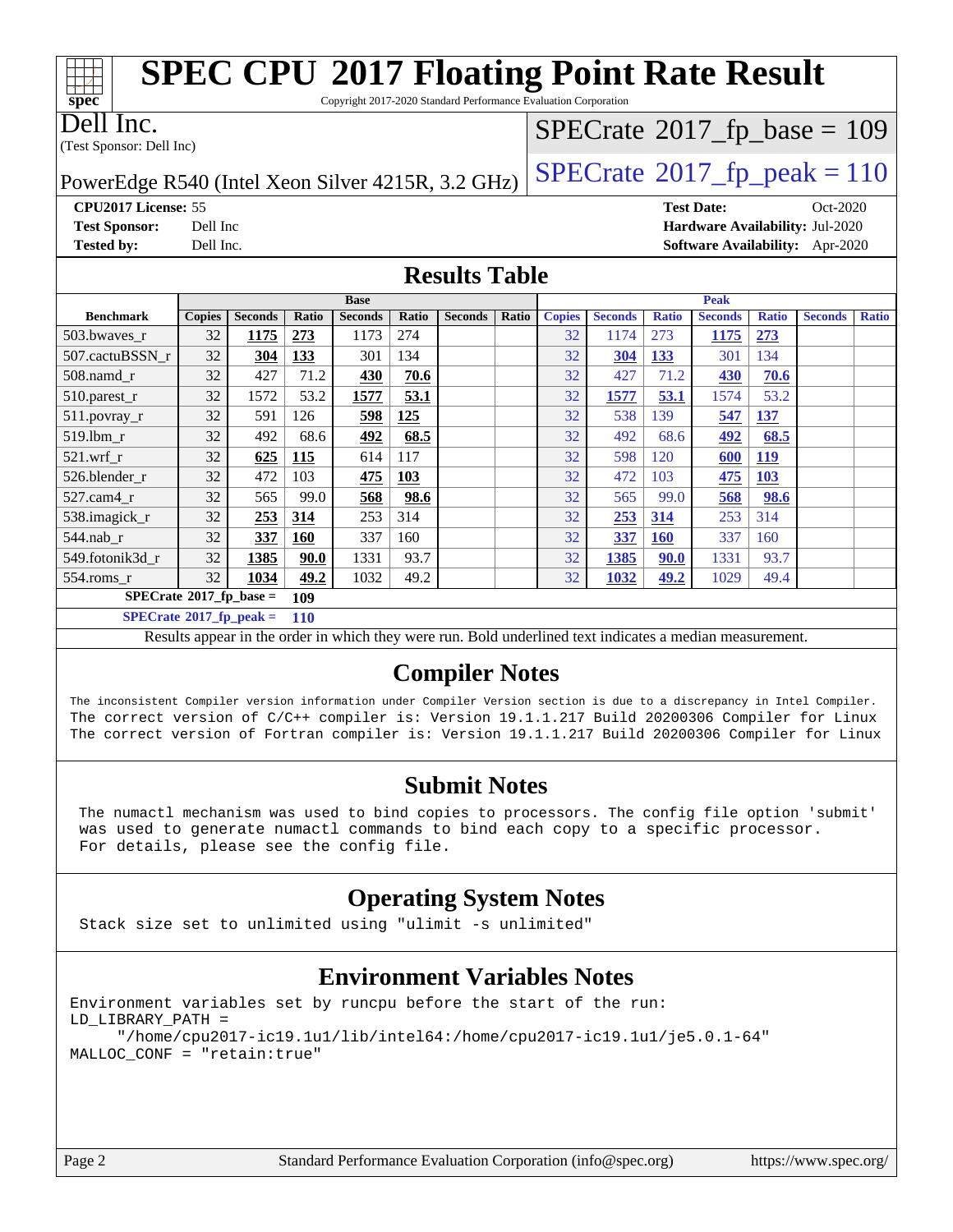# SPEC CPU 2017 Floating Point Rate Result

Copyright 2017-2020 Standard Performance Evaluation Corporation

**Dell Inc.**
(Test Sponsor: Dell Inc)

PowerEdge R540 (Intel Xeon Silver 4215R, 3.2 GHz)

SPECrate 2017_fp_base = 109

SPECrate 2017_fp_peak = 110

**CPU2017 License:** 55
**Test Sponsor:** Dell Inc
**Tested by:** Dell Inc.

**Test Date:** Oct-2020
**Hardware Availability:** Jul-2020
**Software Availability:** Apr-2020

## Results Table

| Benchmark | Base | | | | | | | Peak | | | | | | |
|---|---|---|---|---|---|---|---|---|---|---|---|---|---|---|
| | Copies | Seconds | Ratio | Seconds | Ratio | Seconds | Ratio | Copies | Seconds | Ratio | Seconds | Ratio | Seconds | Ratio |
| 503.bwaves_r | 32 | **1175** | **273** | 1173 | 274 | | | 32 | 1174 | 273 | **1175** | **273** | | |
| 507.cactuBSSN_r | 32 | **304** | **133** | 301 | 134 | | | 32 | **304** | **133** | 301 | 134 | | |
| 508.namd_r | 32 | 427 | 71.2 | **430** | **70.6** | | | 32 | 427 | 71.2 | **430** | **70.6** | | |
| 510.parest_r | 32 | 1572 | 53.2 | **1577** | **53.1** | | | 32 | **1577** | **53.1** | 1574 | 53.2 | | |
| 511.povray_r | 32 | 591 | 126 | **598** | **125** | | | 32 | 538 | 139 | **547** | **137** | | |
| 519.lbm_r | 32 | 492 | 68.6 | **492** | **68.5** | | | 32 | 492 | 68.6 | **492** | **68.5** | | |
| 521.wrf_r | 32 | **625** | **115** | 614 | 117 | | | 32 | 598 | 120 | **600** | **119** | | |
| 526.blender_r | 32 | 472 | 103 | **475** | **103** | | | 32 | 472 | 103 | **475** | **103** | | |
| 527.cam4_r | 32 | 565 | 99.0 | **568** | **98.6** | | | 32 | 565 | 99.0 | **568** | **98.6** | | |
| 538.imagick_r | 32 | **253** | **314** | 253 | 314 | | | 32 | **253** | **314** | 253 | 314 | | |
| 544.nab_r | 32 | **337** | **160** | 337 | 160 | | | 32 | **337** | **160** | 337 | 160 | | |
| 549.fotonik3d_r | 32 | **1385** | **90.0** | 1331 | 93.7 | | | 32 | **1385** | **90.0** | 1331 | 93.7 | | |
| 554.roms_r | 32 | **1034** | **49.2** | 1032 | 49.2 | | | 32 | **1032** | **49.2** | 1029 | 49.4 | | |

**SPECrate 2017_fp_base = 109**

**SPECrate 2017_fp_peak = 110**

Results appear in the order in which they were run. Bold underlined text indicates a median measurement.

## Compiler Notes

```
The inconsistent Compiler version information under Compiler Version section is due to a discrepancy in Intel Compiler.
The correct version of C/C++ compiler is: Version 19.1.1.217 Build 20200306 Compiler for Linux
The correct version of Fortran compiler is: Version 19.1.1.217 Build 20200306 Compiler for Linux
```

## Submit Notes

```
The numactl mechanism was used to bind copies to processors. The config file option 'submit'
was used to generate numactl commands to bind each copy to a specific processor.
For details, please see the config file.
```

## Operating System Notes

```
Stack size set to unlimited using "ulimit -s unlimited"
```

## Environment Variables Notes

```
Environment variables set by runcpu before the start of the run:
LD_LIBRARY_PATH =
     "/home/cpu2017-ic19.1u1/lib/intel64:/home/cpu2017-ic19.1u1/je5.0.1-64"
MALLOC_CONF = "retain:true"
```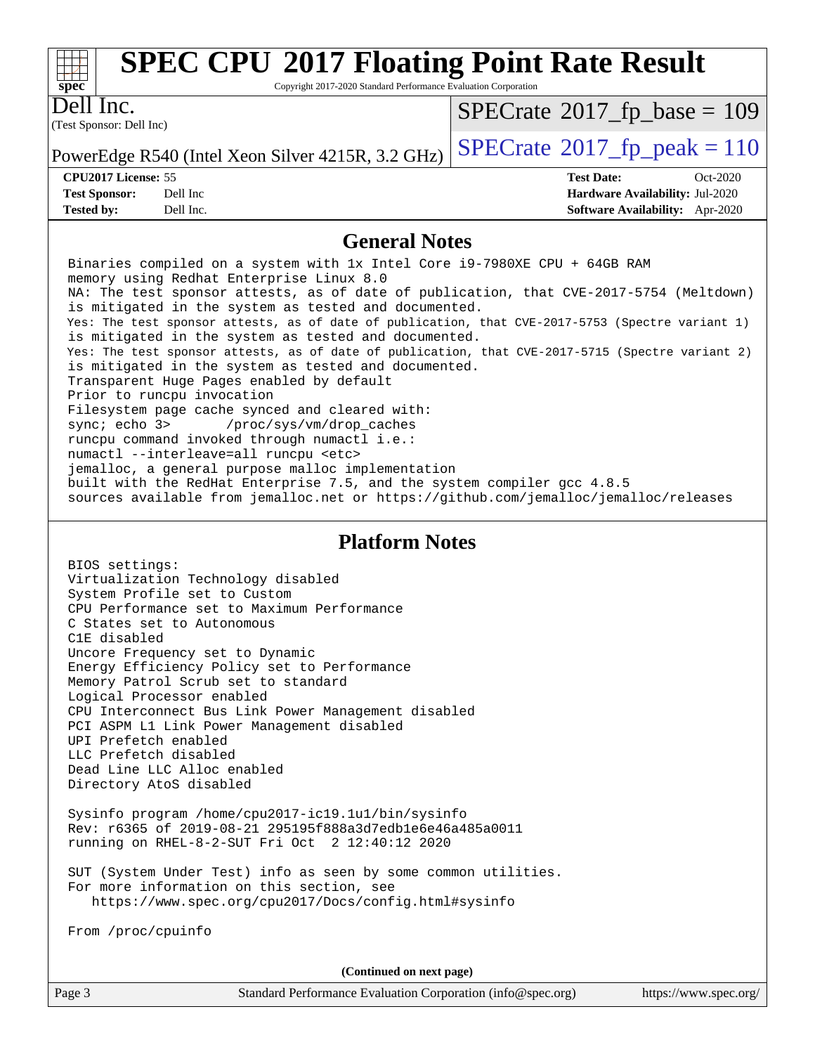# SPEC CPU 2017 Floating Point Rate Result

Copyright 2017-2020 Standard Performance Evaluation Corporation

**Dell Inc.**
(Test Sponsor: Dell Inc)

PowerEdge R540 (Intel Xeon Silver 4215R, 3.2 GHz)

SPECrate 2017_fp_base = 109

SPECrate 2017_fp_peak = 110

| | | | |
|---|---|---|---|
| **CPU2017 License:** | 55 | **Test Date:** | Oct-2020 |
| **Test Sponsor:** | Dell Inc | **Hardware Availability:** | Jul-2020 |
| **Tested by:** | Dell Inc. | **Software Availability:** | Apr-2020 |

## General Notes

```
Binaries compiled on a system with 1x Intel Core i9-7980XE CPU + 64GB RAM
memory using Redhat Enterprise Linux 8.0
NA: The test sponsor attests, as of date of publication, that CVE-2017-5754 (Meltdown)
is mitigated in the system as tested and documented.
Yes: The test sponsor attests, as of date of publication, that CVE-2017-5753 (Spectre variant 1)
is mitigated in the system as tested and documented.
Yes: The test sponsor attests, as of date of publication, that CVE-2017-5715 (Spectre variant 2)
is mitigated in the system as tested and documented.
Transparent Huge Pages enabled by default
Prior to runcpu invocation
Filesystem page cache synced and cleared with:
sync; echo 3>       /proc/sys/vm/drop_caches
runcpu command invoked through numactl i.e.:
numactl --interleave=all runcpu <etc>
jemalloc, a general purpose malloc implementation
built with the RedHat Enterprise 7.5, and the system compiler gcc 4.8.5
sources available from jemalloc.net or https://github.com/jemalloc/jemalloc/releases
```

## Platform Notes

```
BIOS settings:
Virtualization Technology disabled
System Profile set to Custom
CPU Performance set to Maximum Performance
C States set to Autonomous
C1E disabled
Uncore Frequency set to Dynamic
Energy Efficiency Policy set to Performance
Memory Patrol Scrub set to standard
Logical Processor enabled
CPU Interconnect Bus Link Power Management disabled
PCI ASPM L1 Link Power Management disabled
UPI Prefetch enabled
LLC Prefetch disabled
Dead Line LLC Alloc enabled
Directory AtoS disabled

Sysinfo program /home/cpu2017-ic19.1u1/bin/sysinfo
Rev: r6365 of 2019-08-21 295195f888a3d7edb1e6e46a485a0011
running on RHEL-8-2-SUT Fri Oct  2 12:40:12 2020

SUT (System Under Test) info as seen by some common utilities.
For more information on this section, see
   https://www.spec.org/cpu2017/Docs/config.html#sysinfo

From /proc/cpuinfo
```

**(Continued on next page)**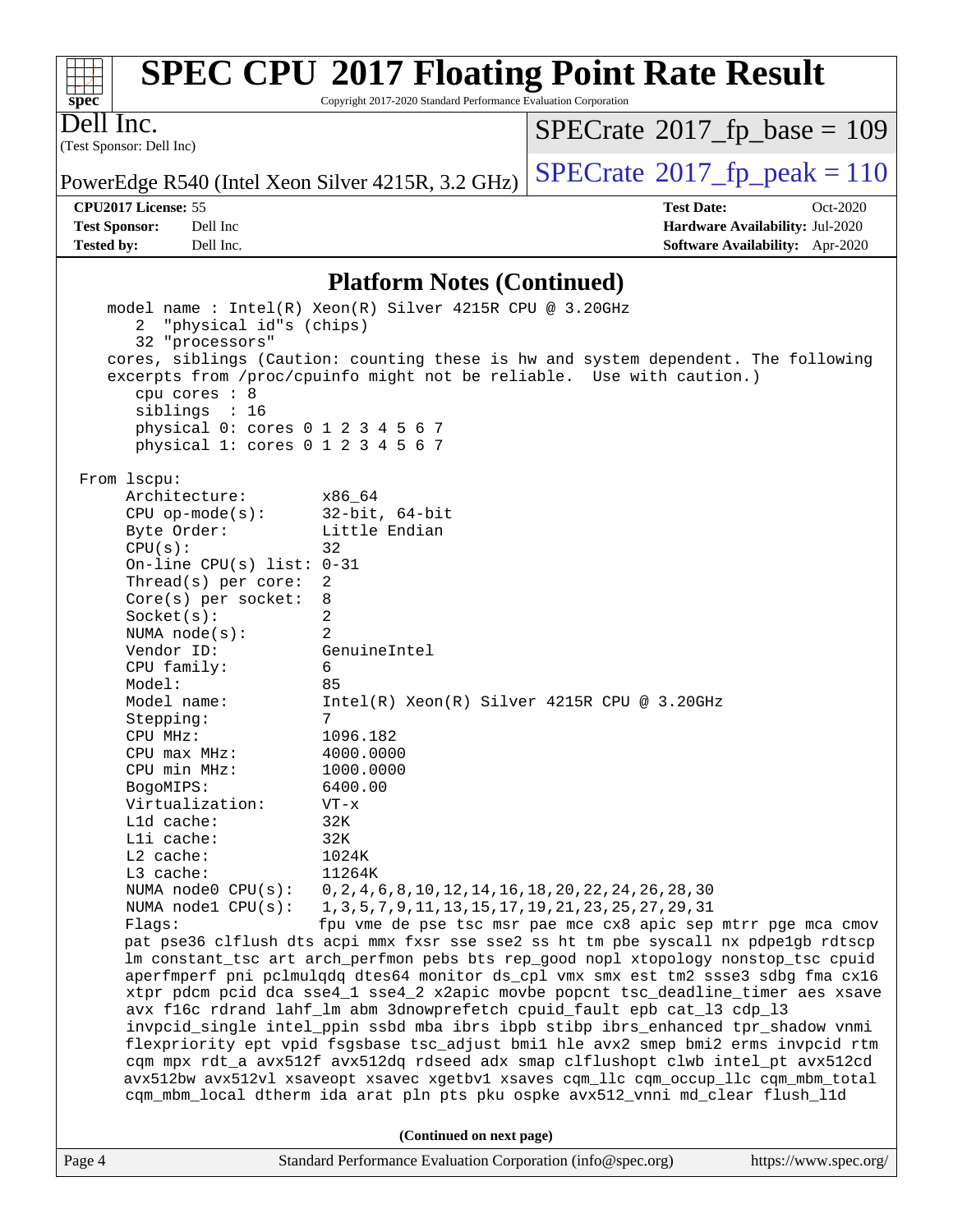## Platform Notes (Continued)

```
model name : Intel(R) Xeon(R) Silver 4215R CPU @ 3.20GHz
   2  "physical id"s (chips)
   32 "processors"
cores, siblings (Caution: counting these is hw and system dependent. The following
excerpts from /proc/cpuinfo might not be reliable.  Use with caution.)
   cpu cores : 8
   siblings  : 16
   physical 0: cores 0 1 2 3 4 5 6 7
   physical 1: cores 0 1 2 3 4 5 6 7

From lscpu:
    Architecture:          x86_64
    CPU op-mode(s):        32-bit, 64-bit
    Byte Order:            Little Endian
    CPU(s):                32
    On-line CPU(s) list:   0-31
    Thread(s) per core:    2
    Core(s) per socket:    8
    Socket(s):             2
    NUMA node(s):          2
    Vendor ID:             GenuineIntel
    CPU family:            6
    Model:                 85
    Model name:            Intel(R) Xeon(R) Silver 4215R CPU @ 3.20GHz
    Stepping:              7
    CPU MHz:               1096.182
    CPU max MHz:           4000.0000
    CPU min MHz:           1000.0000
    BogoMIPS:              6400.00
    Virtualization:        VT-x
    L1d cache:             32K
    L1i cache:             32K
    L2 cache:              1024K
    L3 cache:              11264K
    NUMA node0 CPU(s):     0,2,4,6,8,10,12,14,16,18,20,22,24,26,28,30
    NUMA node1 CPU(s):     1,3,5,7,9,11,13,15,17,19,21,23,25,27,29,31
    Flags:                 fpu vme de pse tsc msr pae mce cx8 apic sep mtrr pge mca cmov
    pat pse36 clflush dts acpi mmx fxsr sse sse2 ss ht tm pbe syscall nx pdpe1gb rdtscp
    lm constant_tsc art arch_perfmon pebs bts rep_good nopl xtopology nonstop_tsc cpuid
    aperfmperf pni pclmulqdq dtes64 monitor ds_cpl vmx smx est tm2 ssse3 sdbg fma cx16
    xtpr pdcm pcid dca sse4_1 sse4_2 x2apic movbe popcnt tsc_deadline_timer aes xsave
    avx f16c rdrand lahf_lm abm 3dnowprefetch cpuid_fault epb cat_l3 cdp_l3
    invpcid_single intel_ppin ssbd mba ibrs ibpb stibp ibrs_enhanced tpr_shadow vnmi
    flexpriority ept vpid fsgsbase tsc_adjust bmi1 hle avx2 smep bmi2 erms invpcid rtm
    cqm mpx rdt_a avx512f avx512dq rdseed adx smap clflushopt clwb intel_pt avx512cd
    avx512bw avx512vl xsaveopt xsavec xgetbv1 xsaves cqm_llc cqm_occup_llc cqm_mbm_total
    cqm_mbm_local dtherm ida arat pln pts pku ospke avx512_vnni md_clear flush_l1d
```

(Continued on next page)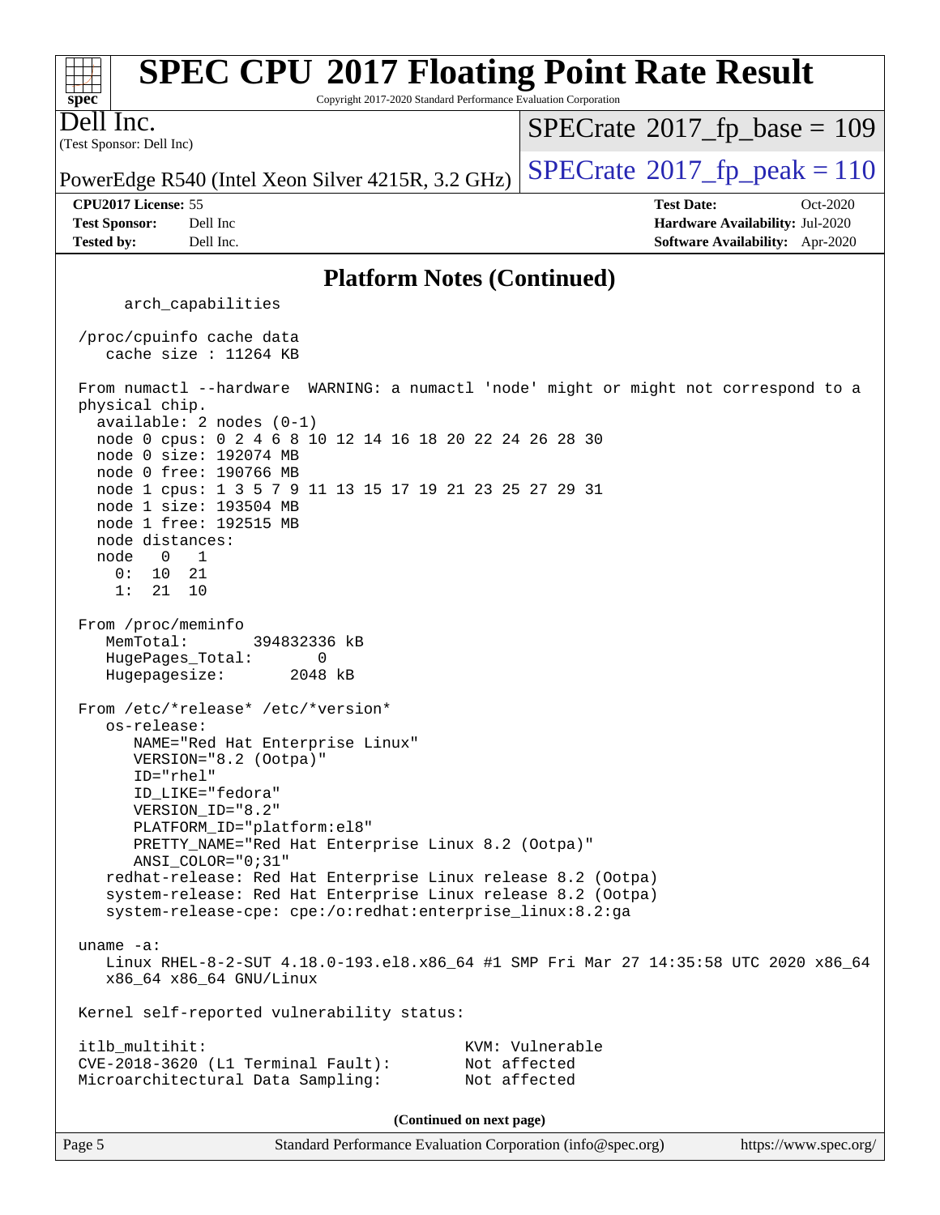## Platform Notes (Continued)

```
      arch_capabilities

 /proc/cpuinfo cache data
    cache size : 11264 KB

 From numactl --hardware  WARNING: a numactl 'node' might or might not correspond to a
 physical chip.
   available: 2 nodes (0-1)
   node 0 cpus: 0 2 4 6 8 10 12 14 16 18 20 22 24 26 28 30
   node 0 size: 192074 MB
   node 0 free: 190766 MB
   node 1 cpus: 1 3 5 7 9 11 13 15 17 19 21 23 25 27 29 31
   node 1 size: 193504 MB
   node 1 free: 192515 MB
   node distances:
   node   0   1
     0:  10  21
     1:  21  10

 From /proc/meminfo
    MemTotal:       394832336 kB
    HugePages_Total:       0
    Hugepagesize:       2048 kB

 From /etc/*release* /etc/*version*
    os-release:
       NAME="Red Hat Enterprise Linux"
       VERSION="8.2 (Ootpa)"
       ID="rhel"
       ID_LIKE="fedora"
       VERSION_ID="8.2"
       PLATFORM_ID="platform:el8"
       PRETTY_NAME="Red Hat Enterprise Linux 8.2 (Ootpa)"
       ANSI_COLOR="0;31"
    redhat-release: Red Hat Enterprise Linux release 8.2 (Ootpa)
    system-release: Red Hat Enterprise Linux release 8.2 (Ootpa)
    system-release-cpe: cpe:/o:redhat:enterprise_linux:8.2:ga

 uname -a:
    Linux RHEL-8-2-SUT 4.18.0-193.el8.x86_64 #1 SMP Fri Mar 27 14:35:58 UTC 2020 x86_64
    x86_64 x86_64 GNU/Linux

 Kernel self-reported vulnerability status:

 itlb_multihit:                                   KVM: Vulnerable
 CVE-2018-3620 (L1 Terminal Fault):               Not affected
 Microarchitectural Data Sampling:                Not affected
```

(Continued on next page)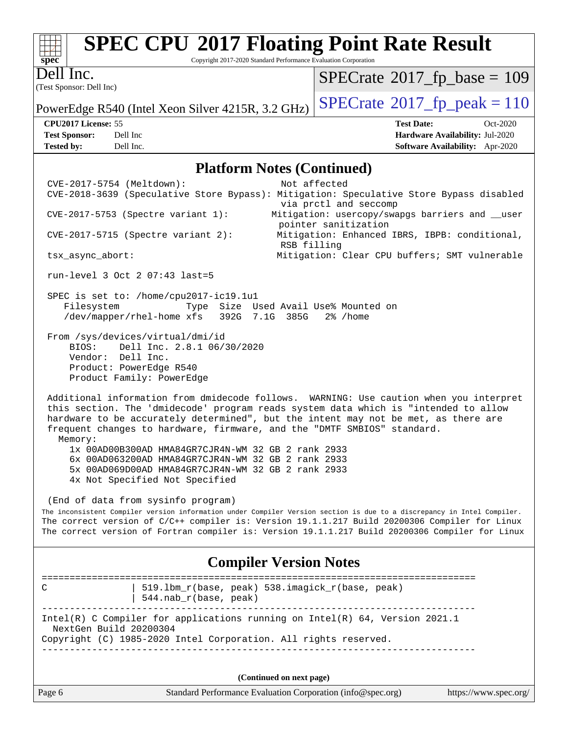# SPEC CPU 2017 Floating Point Rate Result

Copyright 2017-2020 Standard Performance Evaluation Corporation

Dell Inc.
(Test Sponsor: Dell Inc)

PowerEdge R540 (Intel Xeon Silver 4215R, 3.2 GHz)

SPECrate 2017_fp_base = 109

SPECrate 2017_fp_peak = 110

**CPU2017 License:** 55
**Test Sponsor:** Dell Inc
**Tested by:** Dell Inc.

**Test Date:** Oct-2020
**Hardware Availability:** Jul-2020
**Software Availability:** Apr-2020

## Platform Notes (Continued)

```
CVE-2017-5754 (Meltdown):                    Not affected
CVE-2018-3639 (Speculative Store Bypass): Mitigation: Speculative Store Bypass disabled
                                             via prctl and seccomp
CVE-2017-5753 (Spectre variant 1):          Mitigation: usercopy/swapgs barriers and __user
                                             pointer sanitization
CVE-2017-5715 (Spectre variant 2):          Mitigation: Enhanced IBRS, IBPB: conditional,
                                             RSB filling
tsx_async_abort:                             Mitigation: Clear CPU buffers; SMT vulnerable

run-level 3 Oct 2 07:43 last=5

SPEC is set to: /home/cpu2017-ic19.1u1
   Filesystem              Type  Size  Used Avail Use% Mounted on
   /dev/mapper/rhel-home xfs   392G  7.1G  385G   2% /home

From /sys/devices/virtual/dmi/id
    BIOS:    Dell Inc. 2.8.1 06/30/2020
    Vendor:  Dell Inc.
    Product: PowerEdge R540
    Product Family: PowerEdge

Additional information from dmidecode follows.  WARNING: Use caution when you interpret
this section. The 'dmidecode' program reads system data which is "intended to allow
hardware to be accurately determined", but the intent may not be met, as there are
frequent changes to hardware, firmware, and the "DMTF SMBIOS" standard.
  Memory:
    1x 00AD00B300AD HMA84GR7CJR4N-WM 32 GB 2 rank 2933
    6x 00AD063200AD HMA84GR7CJR4N-WM 32 GB 2 rank 2933
    5x 00AD069D00AD HMA84GR7CJR4N-WM 32 GB 2 rank 2933
    4x Not Specified Not Specified

(End of data from sysinfo program)
```

The inconsistent Compiler version information under Compiler Version section is due to a discrepancy in Intel Compiler.
The correct version of C/C++ compiler is: Version 19.1.1.217 Build 20200306 Compiler for Linux
The correct version of Fortran compiler is: Version 19.1.1.217 Build 20200306 Compiler for Linux

## Compiler Version Notes

```
==============================================================================
C               | 519.lbm_r(base, peak) 538.imagick_r(base, peak)
                | 544.nab_r(base, peak)
------------------------------------------------------------------------------
Intel(R) C Compiler for applications running on Intel(R) 64, Version 2021.1
  NextGen Build 20200304
Copyright (C) 1985-2020 Intel Corporation. All rights reserved.
------------------------------------------------------------------------------
```

(Continued on next page)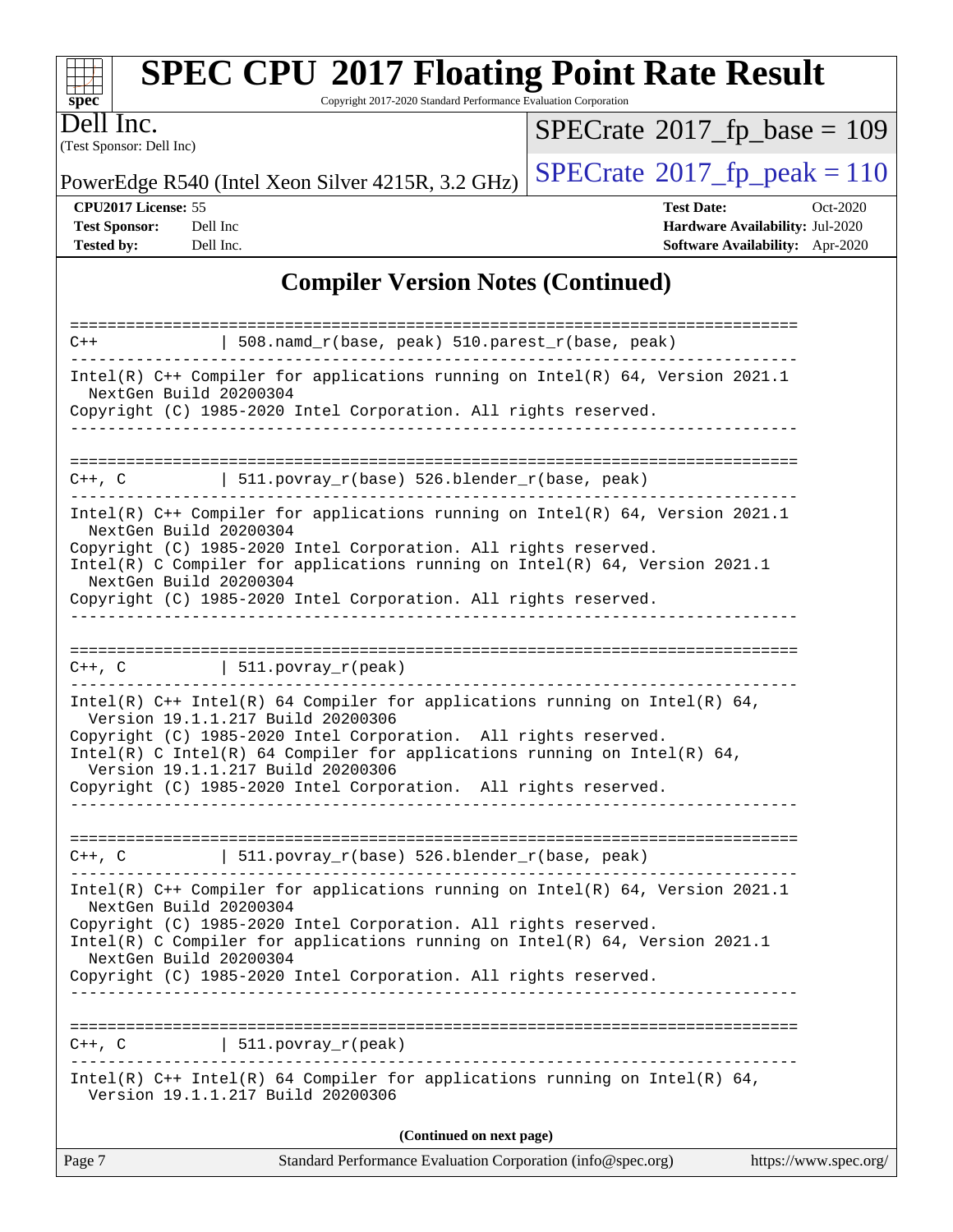## Compiler Version Notes (Continued)

```
==============================================================================
C++             | 508.namd_r(base, peak) 510.parest_r(base, peak)
------------------------------------------------------------------------------
Intel(R) C++ Compiler for applications running on Intel(R) 64, Version 2021.1
  NextGen Build 20200304
Copyright (C) 1985-2020 Intel Corporation. All rights reserved.
------------------------------------------------------------------------------

==============================================================================
C++, C          | 511.povray_r(base) 526.blender_r(base, peak)
------------------------------------------------------------------------------
Intel(R) C++ Compiler for applications running on Intel(R) 64, Version 2021.1
  NextGen Build 20200304
Copyright (C) 1985-2020 Intel Corporation. All rights reserved.
Intel(R) C Compiler for applications running on Intel(R) 64, Version 2021.1
  NextGen Build 20200304
Copyright (C) 1985-2020 Intel Corporation. All rights reserved.
------------------------------------------------------------------------------

==============================================================================
C++, C          | 511.povray_r(peak)
------------------------------------------------------------------------------
Intel(R) C++ Intel(R) 64 Compiler for applications running on Intel(R) 64,
  Version 19.1.1.217 Build 20200306
Copyright (C) 1985-2020 Intel Corporation.  All rights reserved.
Intel(R) C Intel(R) 64 Compiler for applications running on Intel(R) 64,
  Version 19.1.1.217 Build 20200306
Copyright (C) 1985-2020 Intel Corporation.  All rights reserved.
------------------------------------------------------------------------------

==============================================================================
C++, C          | 511.povray_r(base) 526.blender_r(base, peak)
------------------------------------------------------------------------------
Intel(R) C++ Compiler for applications running on Intel(R) 64, Version 2021.1
  NextGen Build 20200304
Copyright (C) 1985-2020 Intel Corporation. All rights reserved.
Intel(R) C Compiler for applications running on Intel(R) 64, Version 2021.1
  NextGen Build 20200304
Copyright (C) 1985-2020 Intel Corporation. All rights reserved.
------------------------------------------------------------------------------

==============================================================================
C++, C          | 511.povray_r(peak)
------------------------------------------------------------------------------
Intel(R) C++ Intel(R) 64 Compiler for applications running on Intel(R) 64,
  Version 19.1.1.217 Build 20200306
```

(Continued on next page)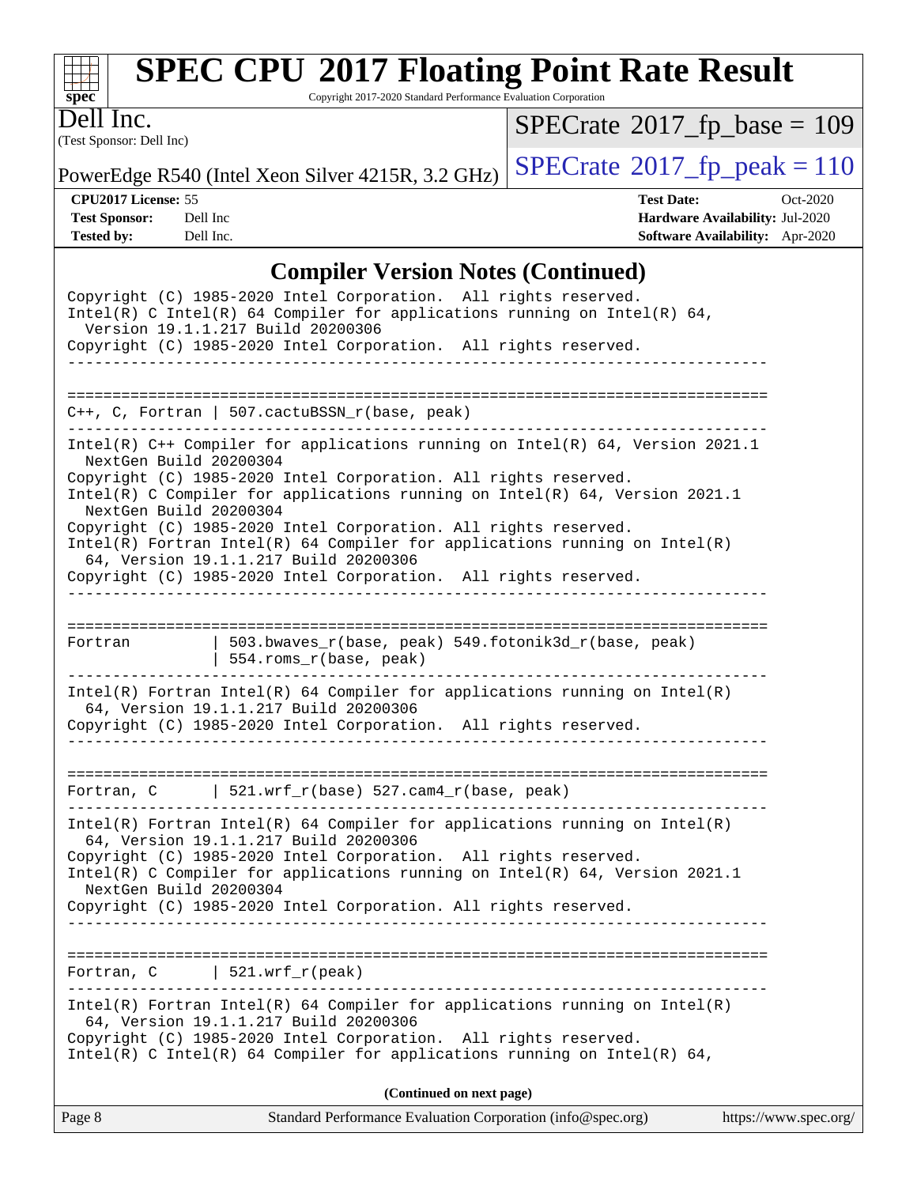## Compiler Version Notes (Continued)

```
Copyright (C) 1985-2020 Intel Corporation.  All rights reserved.
Intel(R) C Intel(R) 64 Compiler for applications running on Intel(R) 64,
  Version 19.1.1.217 Build 20200306
Copyright (C) 1985-2020 Intel Corporation.  All rights reserved.
------------------------------------------------------------------------------

==============================================================================
C++, C, Fortran | 507.cactuBSSN_r(base, peak)
------------------------------------------------------------------------------
Intel(R) C++ Compiler for applications running on Intel(R) 64, Version 2021.1
  NextGen Build 20200304
Copyright (C) 1985-2020 Intel Corporation. All rights reserved.
Intel(R) C Compiler for applications running on Intel(R) 64, Version 2021.1
  NextGen Build 20200304
Copyright (C) 1985-2020 Intel Corporation. All rights reserved.
Intel(R) Fortran Intel(R) 64 Compiler for applications running on Intel(R)
  64, Version 19.1.1.217 Build 20200306
Copyright (C) 1985-2020 Intel Corporation.  All rights reserved.
------------------------------------------------------------------------------

==============================================================================
Fortran         | 503.bwaves_r(base, peak) 549.fotonik3d_r(base, peak)
                | 554.roms_r(base, peak)
------------------------------------------------------------------------------
Intel(R) Fortran Intel(R) 64 Compiler for applications running on Intel(R)
  64, Version 19.1.1.217 Build 20200306
Copyright (C) 1985-2020 Intel Corporation.  All rights reserved.
------------------------------------------------------------------------------

==============================================================================
Fortran, C      | 521.wrf_r(base) 527.cam4_r(base, peak)
------------------------------------------------------------------------------
Intel(R) Fortran Intel(R) 64 Compiler for applications running on Intel(R)
  64, Version 19.1.1.217 Build 20200306
Copyright (C) 1985-2020 Intel Corporation.  All rights reserved.
Intel(R) C Compiler for applications running on Intel(R) 64, Version 2021.1
  NextGen Build 20200304
Copyright (C) 1985-2020 Intel Corporation. All rights reserved.
------------------------------------------------------------------------------

==============================================================================
Fortran, C      | 521.wrf_r(peak)
------------------------------------------------------------------------------
Intel(R) Fortran Intel(R) 64 Compiler for applications running on Intel(R)
  64, Version 19.1.1.217 Build 20200306
Copyright (C) 1985-2020 Intel Corporation.  All rights reserved.
Intel(R) C Intel(R) 64 Compiler for applications running on Intel(R) 64,
```

(Continued on next page)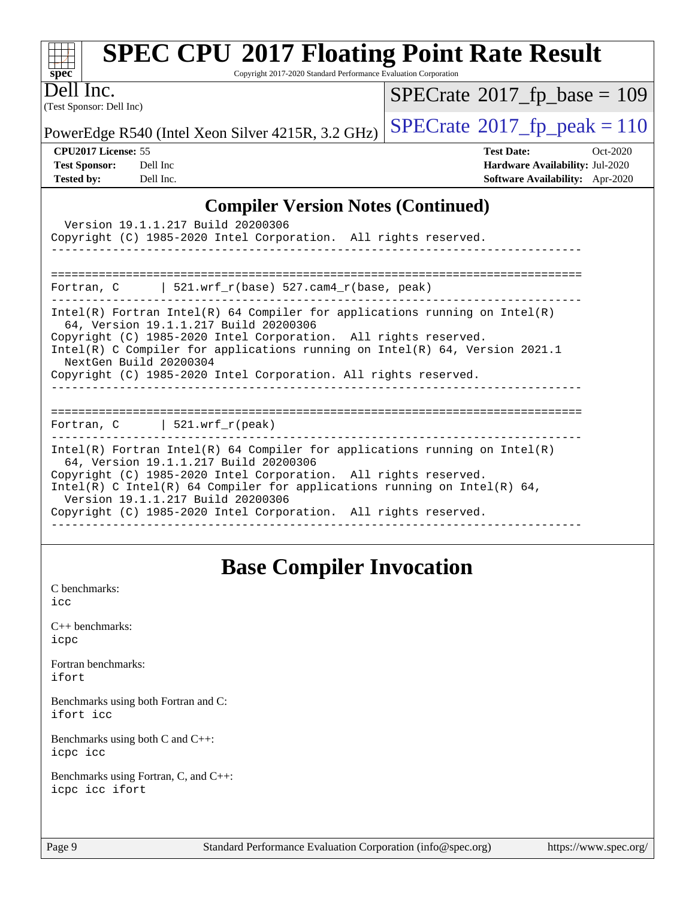## Compiler Version Notes (Continued)

```
  Version 19.1.1.217 Build 20200306
Copyright (C) 1985-2020 Intel Corporation.  All rights reserved.
------------------------------------------------------------------------------

==============================================================================
Fortran, C      | 521.wrf_r(base) 527.cam4_r(base, peak)
------------------------------------------------------------------------------
Intel(R) Fortran Intel(R) 64 Compiler for applications running on Intel(R)
  64, Version 19.1.1.217 Build 20200306
Copyright (C) 1985-2020 Intel Corporation.  All rights reserved.
Intel(R) C Compiler for applications running on Intel(R) 64, Version 2021.1
  NextGen Build 20200304
Copyright (C) 1985-2020 Intel Corporation. All rights reserved.
------------------------------------------------------------------------------

==============================================================================
Fortran, C      | 521.wrf_r(peak)
------------------------------------------------------------------------------
Intel(R) Fortran Intel(R) 64 Compiler for applications running on Intel(R)
  64, Version 19.1.1.217 Build 20200306
Copyright (C) 1985-2020 Intel Corporation.  All rights reserved.
Intel(R) C Intel(R) 64 Compiler for applications running on Intel(R) 64,
  Version 19.1.1.217 Build 20200306
Copyright (C) 1985-2020 Intel Corporation.  All rights reserved.
------------------------------------------------------------------------------
```

# Base Compiler Invocation

C benchmarks:
icc

C++ benchmarks:
icpc

Fortran benchmarks:
ifort

Benchmarks using both Fortran and C:
ifort icc

Benchmarks using both C and C++:
icpc icc

Benchmarks using Fortran, C, and C++:
icpc icc ifort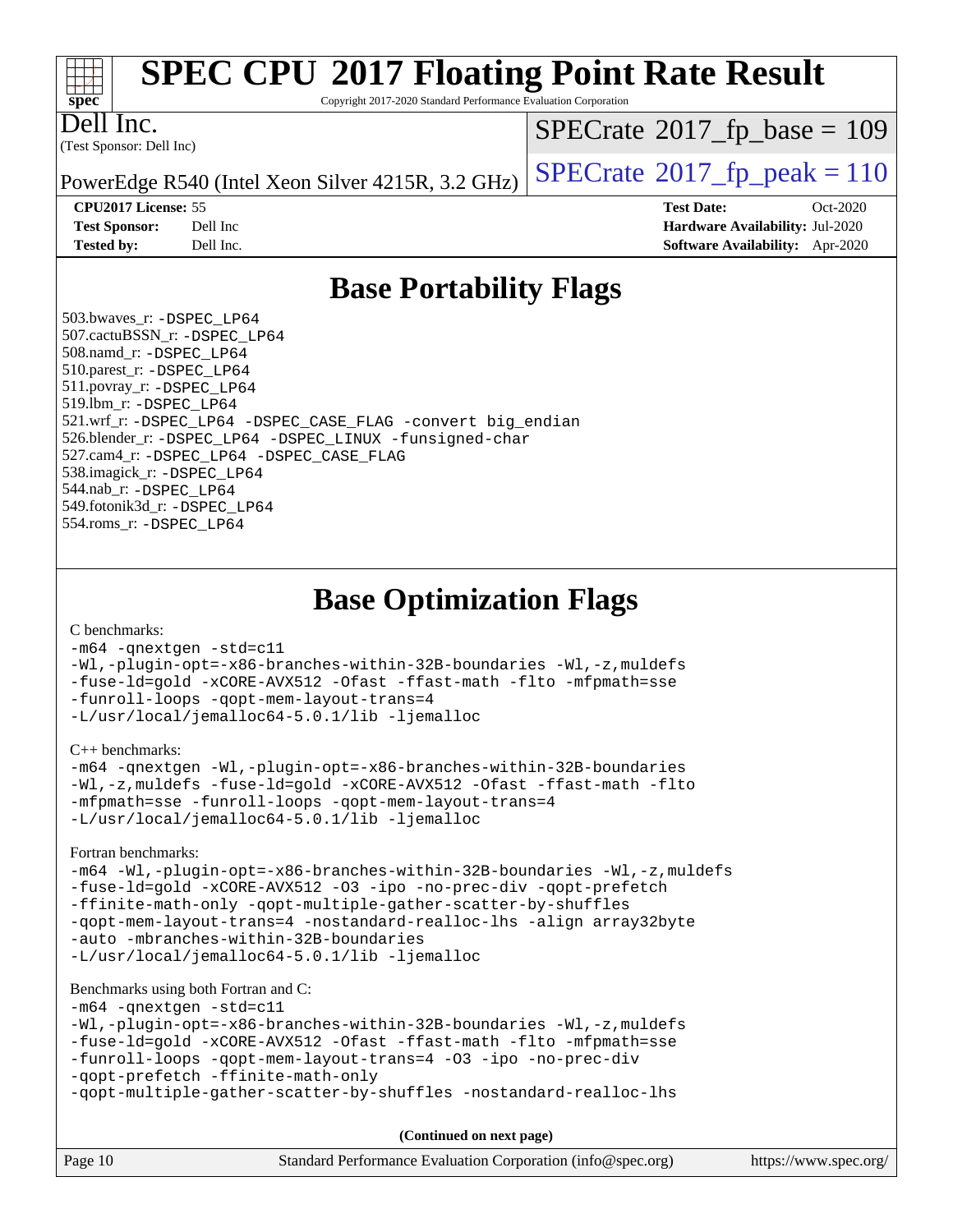# SPEC CPU 2017 Floating Point Rate Result

Copyright 2017-2020 Standard Performance Evaluation Corporation

Dell Inc.
(Test Sponsor: Dell Inc)

PowerEdge R540 (Intel Xeon Silver 4215R, 3.2 GHz)

SPECrate 2017_fp_base = 109

SPECrate 2017_fp_peak = 110

| | | | |
|---|---|---|---|
| **CPU2017 License:** | 55 | **Test Date:** | Oct-2020 |
| **Test Sponsor:** | Dell Inc | **Hardware Availability:** | Jul-2020 |
| **Tested by:** | Dell Inc. | **Software Availability:** | Apr-2020 |

## Base Portability Flags

503.bwaves_r: -DSPEC_LP64
507.cactuBSSN_r: -DSPEC_LP64
508.namd_r: -DSPEC_LP64
510.parest_r: -DSPEC_LP64
511.povray_r: -DSPEC_LP64
519.lbm_r: -DSPEC_LP64
521.wrf_r: -DSPEC_LP64 -DSPEC_CASE_FLAG -convert big_endian
526.blender_r: -DSPEC_LP64 -DSPEC_LINUX -funsigned-char
527.cam4_r: -DSPEC_LP64 -DSPEC_CASE_FLAG
538.imagick_r: -DSPEC_LP64
544.nab_r: -DSPEC_LP64
549.fotonik3d_r: -DSPEC_LP64
554.roms_r: -DSPEC_LP64

## Base Optimization Flags

C benchmarks:
```
-m64 -qnextgen -std=c11
-Wl,-plugin-opt=-x86-branches-within-32B-boundaries -Wl,-z,muldefs
-fuse-ld=gold -xCORE-AVX512 -Ofast -ffast-math -flto -mfpmath=sse
-funroll-loops -qopt-mem-layout-trans=4
-L/usr/local/jemalloc64-5.0.1/lib -ljemalloc
```

C++ benchmarks:
```
-m64 -qnextgen -Wl,-plugin-opt=-x86-branches-within-32B-boundaries
-Wl,-z,muldefs -fuse-ld=gold -xCORE-AVX512 -Ofast -ffast-math -flto
-mfpmath=sse -funroll-loops -qopt-mem-layout-trans=4
-L/usr/local/jemalloc64-5.0.1/lib -ljemalloc
```

Fortran benchmarks:
```
-m64 -Wl,-plugin-opt=-x86-branches-within-32B-boundaries -Wl,-z,muldefs
-fuse-ld=gold -xCORE-AVX512 -O3 -ipo -no-prec-div -qopt-prefetch
-ffinite-math-only -qopt-multiple-gather-scatter-by-shuffles
-qopt-mem-layout-trans=4 -nostandard-realloc-lhs -align array32byte
-auto -mbranches-within-32B-boundaries
-L/usr/local/jemalloc64-5.0.1/lib -ljemalloc
```

Benchmarks using both Fortran and C:
```
-m64 -qnextgen -std=c11
-Wl,-plugin-opt=-x86-branches-within-32B-boundaries -Wl,-z,muldefs
-fuse-ld=gold -xCORE-AVX512 -Ofast -ffast-math -flto -mfpmath=sse
-funroll-loops -qopt-mem-layout-trans=4 -O3 -ipo -no-prec-div
-qopt-prefetch -ffinite-math-only
-qopt-multiple-gather-scatter-by-shuffles -nostandard-realloc-lhs
```

**(Continued on next page)**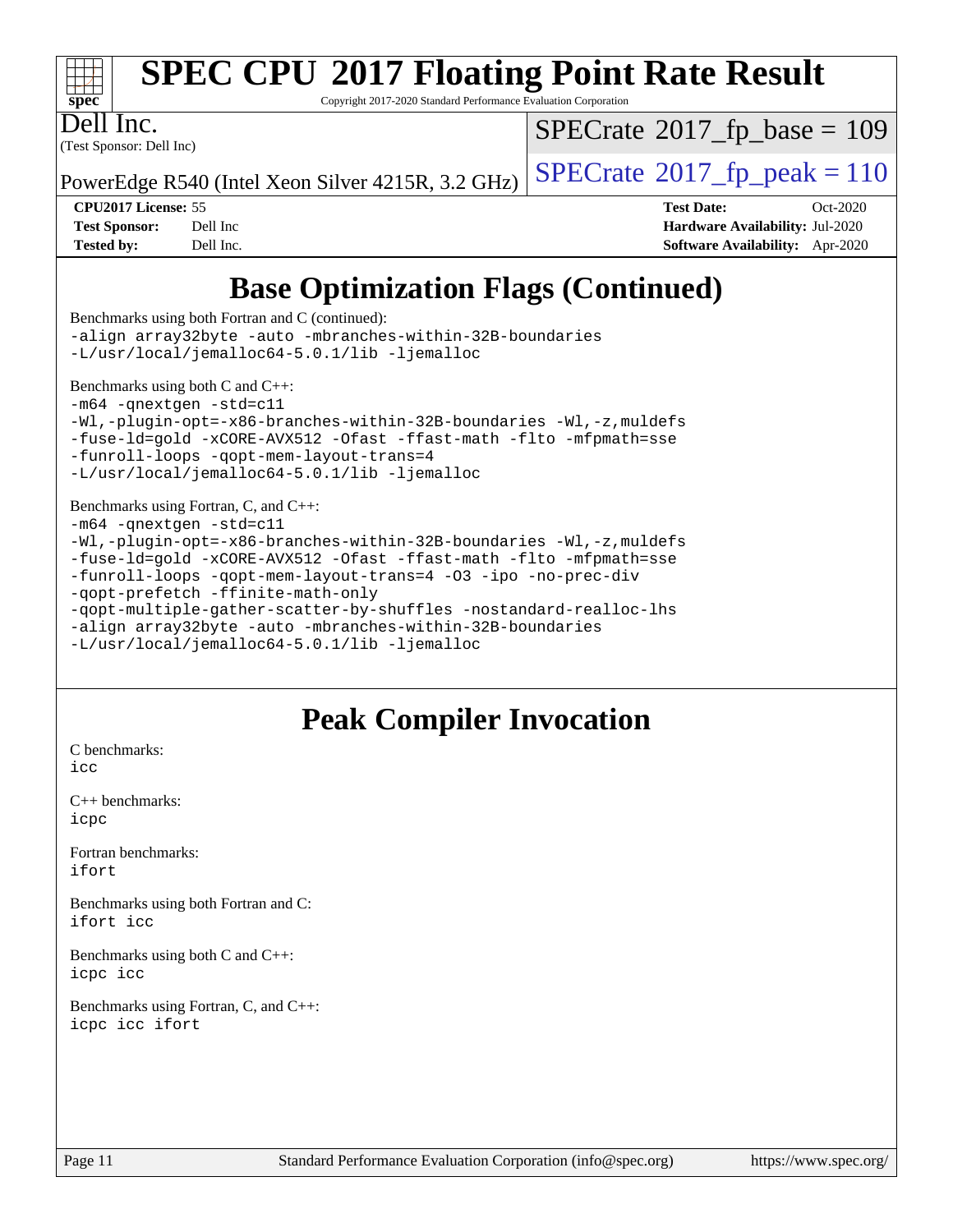# Base Optimization Flags (Continued)

Benchmarks using both Fortran and C (continued):

```
-align array32byte -auto -mbranches-within-32B-boundaries
-L/usr/local/jemalloc64-5.0.1/lib -ljemalloc
```

Benchmarks using both C and C++:

```
-m64 -qnextgen -std=c11
-Wl,-plugin-opt=-x86-branches-within-32B-boundaries -Wl,-z,muldefs
-fuse-ld=gold -xCORE-AVX512 -Ofast -ffast-math -flto -mfpmath=sse
-funroll-loops -qopt-mem-layout-trans=4
-L/usr/local/jemalloc64-5.0.1/lib -ljemalloc
```

Benchmarks using Fortran, C, and C++:

```
-m64 -qnextgen -std=c11
-Wl,-plugin-opt=-x86-branches-within-32B-boundaries -Wl,-z,muldefs
-fuse-ld=gold -xCORE-AVX512 -Ofast -ffast-math -flto -mfpmath=sse
-funroll-loops -qopt-mem-layout-trans=4 -O3 -ipo -no-prec-div
-qopt-prefetch -ffinite-math-only
-qopt-multiple-gather-scatter-by-shuffles -nostandard-realloc-lhs
-align array32byte -auto -mbranches-within-32B-boundaries
-L/usr/local/jemalloc64-5.0.1/lib -ljemalloc
```

# Peak Compiler Invocation

C benchmarks:
icc

C++ benchmarks:
icpc

Fortran benchmarks:
ifort

Benchmarks using both Fortran and C:
ifort icc

Benchmarks using both C and C++:
icpc icc

Benchmarks using Fortran, C, and C++:
icpc icc ifort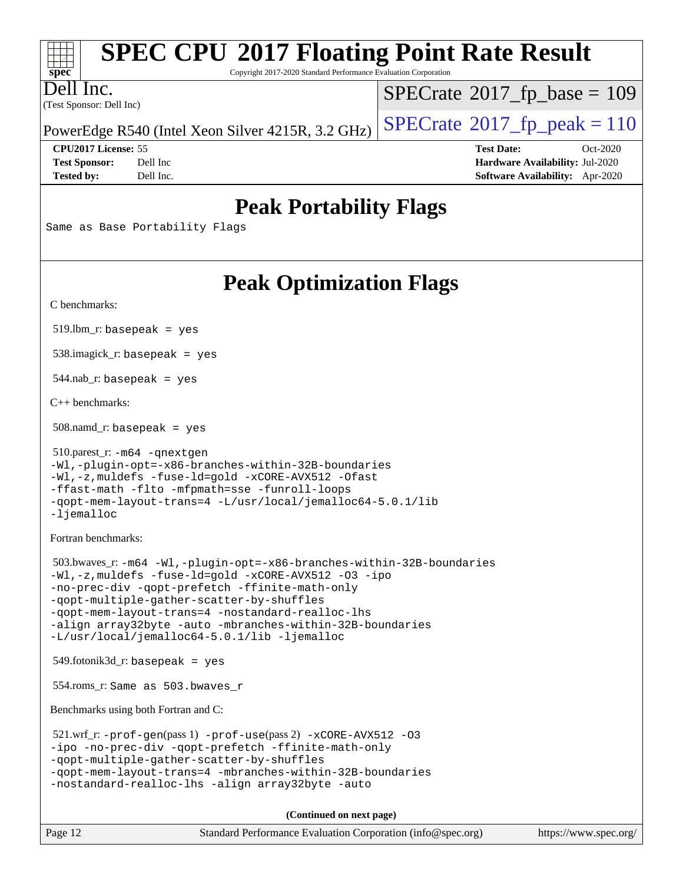# Peak Portability Flags

Same as Base Portability Flags

# Peak Optimization Flags

C benchmarks:

519.lbm_r: basepeak = yes

538.imagick_r: basepeak = yes

544.nab_r: basepeak = yes

C++ benchmarks:

508.namd_r: basepeak = yes

510.parest_r: -m64 -qnextgen
-Wl,-plugin-opt=-x86-branches-within-32B-boundaries
-Wl,-z,muldefs -fuse-ld=gold -xCORE-AVX512 -Ofast
-ffast-math -flto -mfpmath=sse -funroll-loops
-qopt-mem-layout-trans=4 -L/usr/local/jemalloc64-5.0.1/lib
-ljemalloc

Fortran benchmarks:

503.bwaves_r: -m64 -Wl,-plugin-opt=-x86-branches-within-32B-boundaries
-Wl,-z,muldefs -fuse-ld=gold -xCORE-AVX512 -O3 -ipo
-no-prec-div -qopt-prefetch -ffinite-math-only
-qopt-multiple-gather-scatter-by-shuffles
-qopt-mem-layout-trans=4 -nostandard-realloc-lhs
-align array32byte -auto -mbranches-within-32B-boundaries
-L/usr/local/jemalloc64-5.0.1/lib -ljemalloc

549.fotonik3d_r: basepeak = yes

554.roms_r: Same as 503.bwaves_r

Benchmarks using both Fortran and C:

521.wrf_r: -prof-gen(pass 1) -prof-use(pass 2) -xCORE-AVX512 -O3
-ipo -no-prec-div -qopt-prefetch -ffinite-math-only
-qopt-multiple-gather-scatter-by-shuffles
-qopt-mem-layout-trans=4 -mbranches-within-32B-boundaries
-nostandard-realloc-lhs -align array32byte -auto

**(Continued on next page)**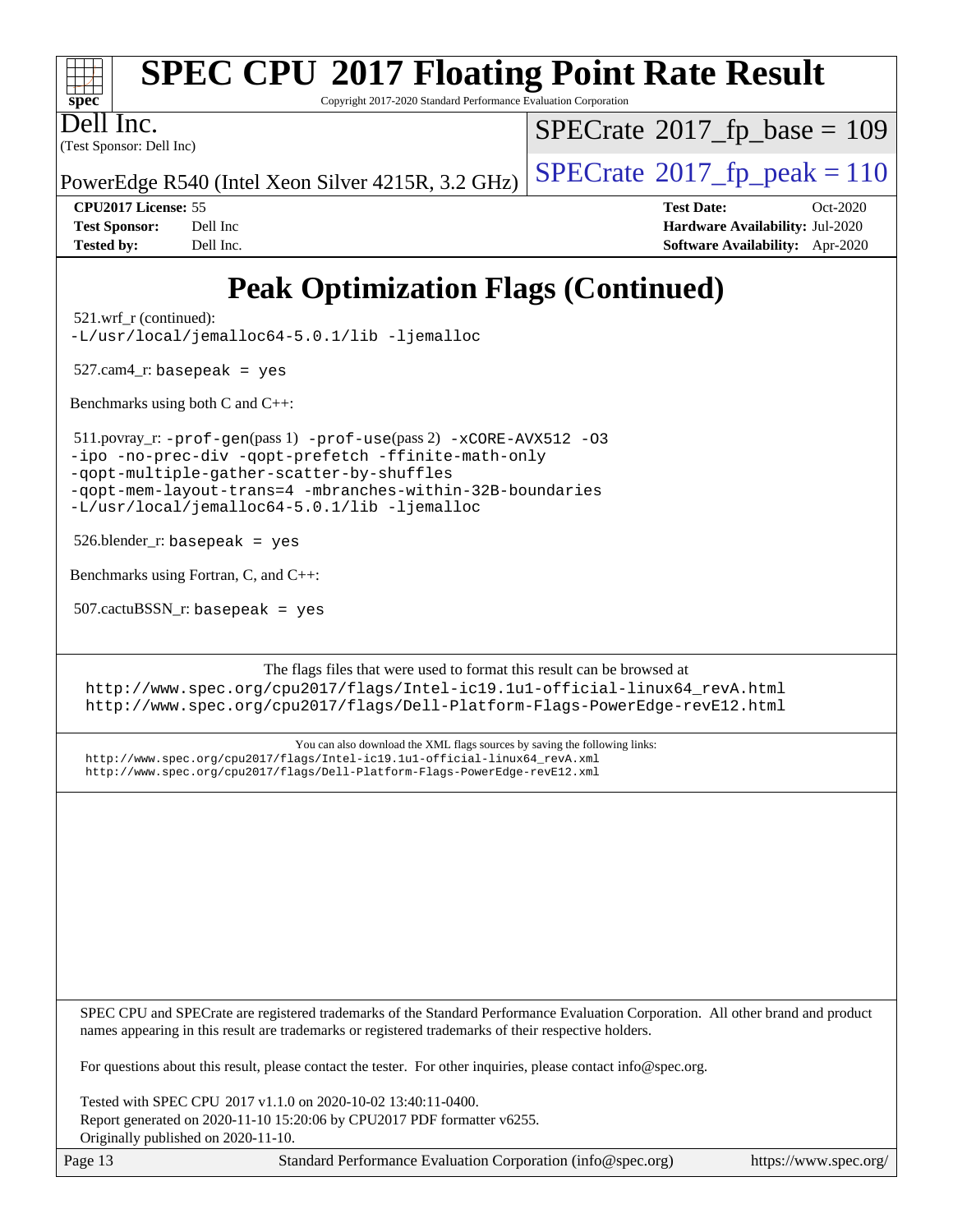# Peak Optimization Flags (Continued)

521.wrf_r (continued):
-L/usr/local/jemalloc64-5.0.1/lib -ljemalloc

527.cam4_r: basepeak = yes

Benchmarks using both C and C++:

511.povray_r: -prof-gen(pass 1) -prof-use(pass 2) -xCORE-AVX512 -O3
-ipo -no-prec-div -qopt-prefetch -ffinite-math-only
-qopt-multiple-gather-scatter-by-shuffles
-qopt-mem-layout-trans=4 -mbranches-within-32B-boundaries
-L/usr/local/jemalloc64-5.0.1/lib -ljemalloc

526.blender_r: basepeak = yes

Benchmarks using Fortran, C, and C++:

507.cactuBSSN_r: basepeak = yes

The flags files that were used to format this result can be browsed at
http://www.spec.org/cpu2017/flags/Intel-ic19.1u1-official-linux64_revA.html
http://www.spec.org/cpu2017/flags/Dell-Platform-Flags-PowerEdge-revE12.html

You can also download the XML flags sources by saving the following links:
http://www.spec.org/cpu2017/flags/Intel-ic19.1u1-official-linux64_revA.xml
http://www.spec.org/cpu2017/flags/Dell-Platform-Flags-PowerEdge-revE12.xml

SPEC CPU and SPECrate are registered trademarks of the Standard Performance Evaluation Corporation. All other brand and product names appearing in this result are trademarks or registered trademarks of their respective holders.

For questions about this result, please contact the tester. For other inquiries, please contact info@spec.org.

Tested with SPEC CPU 2017 v1.1.0 on 2020-10-02 13:40:11-0400.
Report generated on 2020-11-10 15:20:06 by CPU2017 PDF formatter v6255.
Originally published on 2020-11-10.